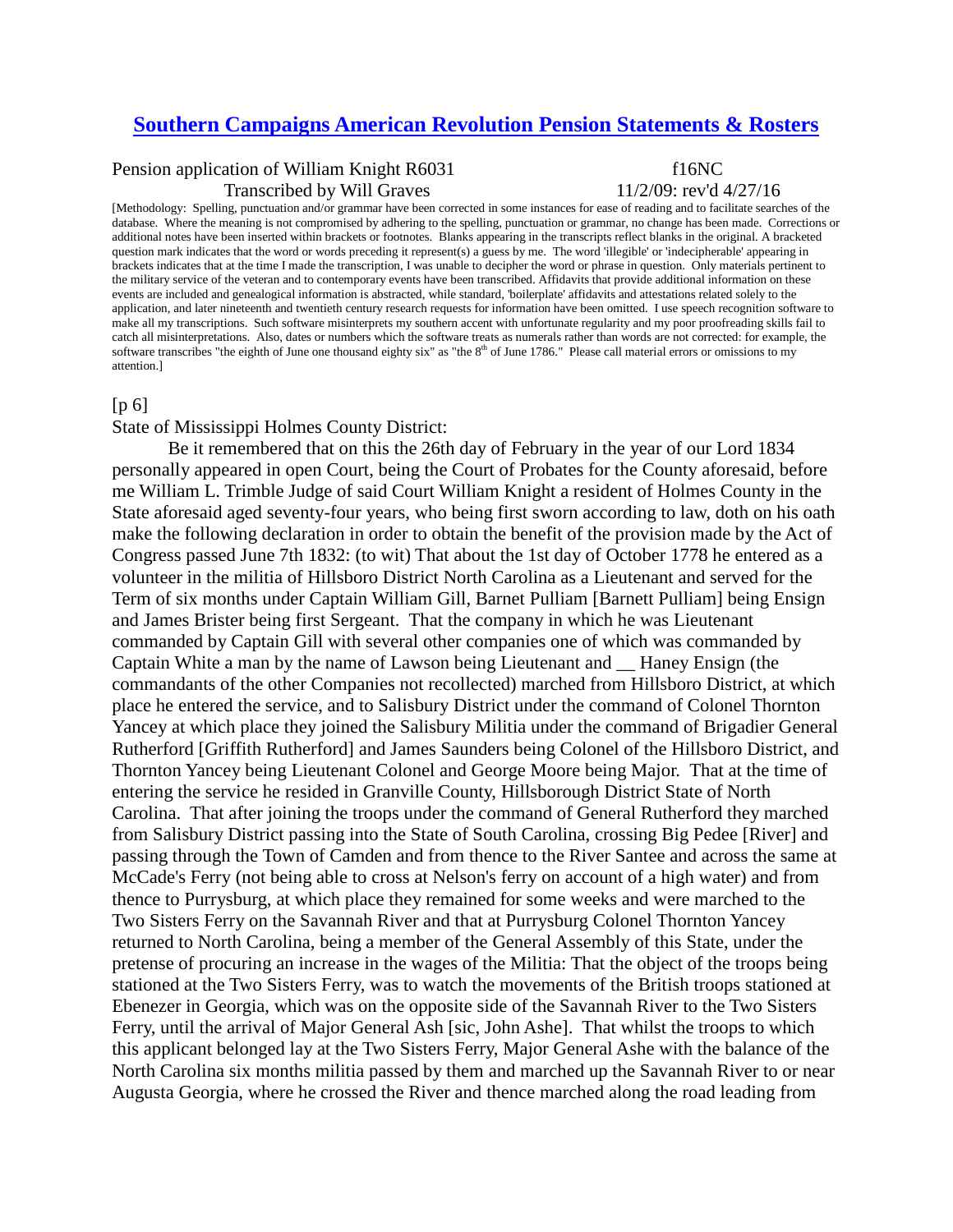# [Southern Campaigns American Revolution Pension Statements & Rosters](#)

Pension application of William Knight R6031 f16NC

Transcribed by Will Graves 11/2/09: rev'd 4/27/16

[Methodology: Spelling, punctuation and/or grammar have been corrected in some instances for ease of reading and to facilitate searches of the database. Where the meaning is not compromised by adhering to the spelling, punctuation or grammar, no change has been made. Corrections or additional notes have been inserted within brackets or footnotes. Blanks appearing in the transcripts reflect blanks in the original. A bracketed question mark indicates that the word or words preceding it represent(s) a guess by me. The word 'illegible' or 'indecipherable' appearing in brackets indicates that at the time I made the transcription, I was unable to decipher the word or phrase in question. Only materials pertinent to the military service of the veteran and to contemporary events have been transcribed. Affidavits that provide additional information on these events are included and genealogical information is abstracted, while standard, 'boilerplate' affidavits and attestations related solely to the application, and later nineteenth and twentieth century research requests for information have been omitted. I use speech recognition software to make all my transcriptions. Such software misinterprets my southern accent with unfortunate regularity and my poor proofreading skills fail to catch all misinterpretations. Also, dates or numbers which the software treats as numerals rather than words are not corrected: for example, the software transcribes "the eighth of June one thousand eighty six" as "the 8th of June 1786." Please call material errors or omissions to my attention.]

[p 6]

State of Mississippi Holmes County District:

Be it remembered that on this the 26th day of February in the year of our Lord 1834 personally appeared in open Court, being the Court of Probates for the County aforesaid, before me William L. Trimble Judge of said Court William Knight a resident of Holmes County in the State aforesaid aged seventy-four years, who being first sworn according to law, doth on his oath make the following declaration in order to obtain the benefit of the provision made by the Act of Congress passed June 7th 1832: (to wit) That about the 1st day of October 1778 he entered as a volunteer in the militia of Hillsboro District North Carolina as a Lieutenant and served for the Term of six months under Captain William Gill, Barnet Pulliam [Barnett Pulliam] being Ensign and James Brister being first Sergeant. That the company in which he was Lieutenant commanded by Captain Gill with several other companies one of which was commanded by Captain White a man by the name of Lawson being Lieutenant and __ Haney Ensign (the commandants of the other Companies not recollected) marched from Hillsboro District, at which place he entered the service, and to Salisbury District under the command of Colonel Thornton Yancey at which place they joined the Salisbury Militia under the command of Brigadier General Rutherford [Griffith Rutherford] and James Saunders being Colonel of the Hillsboro District, and Thornton Yancey being Lieutenant Colonel and George Moore being Major. That at the time of entering the service he resided in Granville County, Hillsborough District State of North Carolina. That after joining the troops under the command of General Rutherford they marched from Salisbury District passing into the State of South Carolina, crossing Big Pedee [River] and passing through the Town of Camden and from thence to the River Santee and across the same at McCade's Ferry (not being able to cross at Nelson's ferry on account of a high water) and from thence to Purrysburg, at which place they remained for some weeks and were marched to the Two Sisters Ferry on the Savannah River and that at Purrysburg Colonel Thornton Yancey returned to North Carolina, being a member of the General Assembly of this State, under the pretense of procuring an increase in the wages of the Militia: That the object of the troops being stationed at the Two Sisters Ferry, was to watch the movements of the British troops stationed at Ebenezer in Georgia, which was on the opposite side of the Savannah River to the Two Sisters Ferry, until the arrival of Major General Ash [sic, John Ashe]. That whilst the troops to which this applicant belonged lay at the Two Sisters Ferry, Major General Ashe with the balance of the North Carolina six months militia passed by them and marched up the Savannah River to or near Augusta Georgia, where he crossed the River and thence marched along the road leading from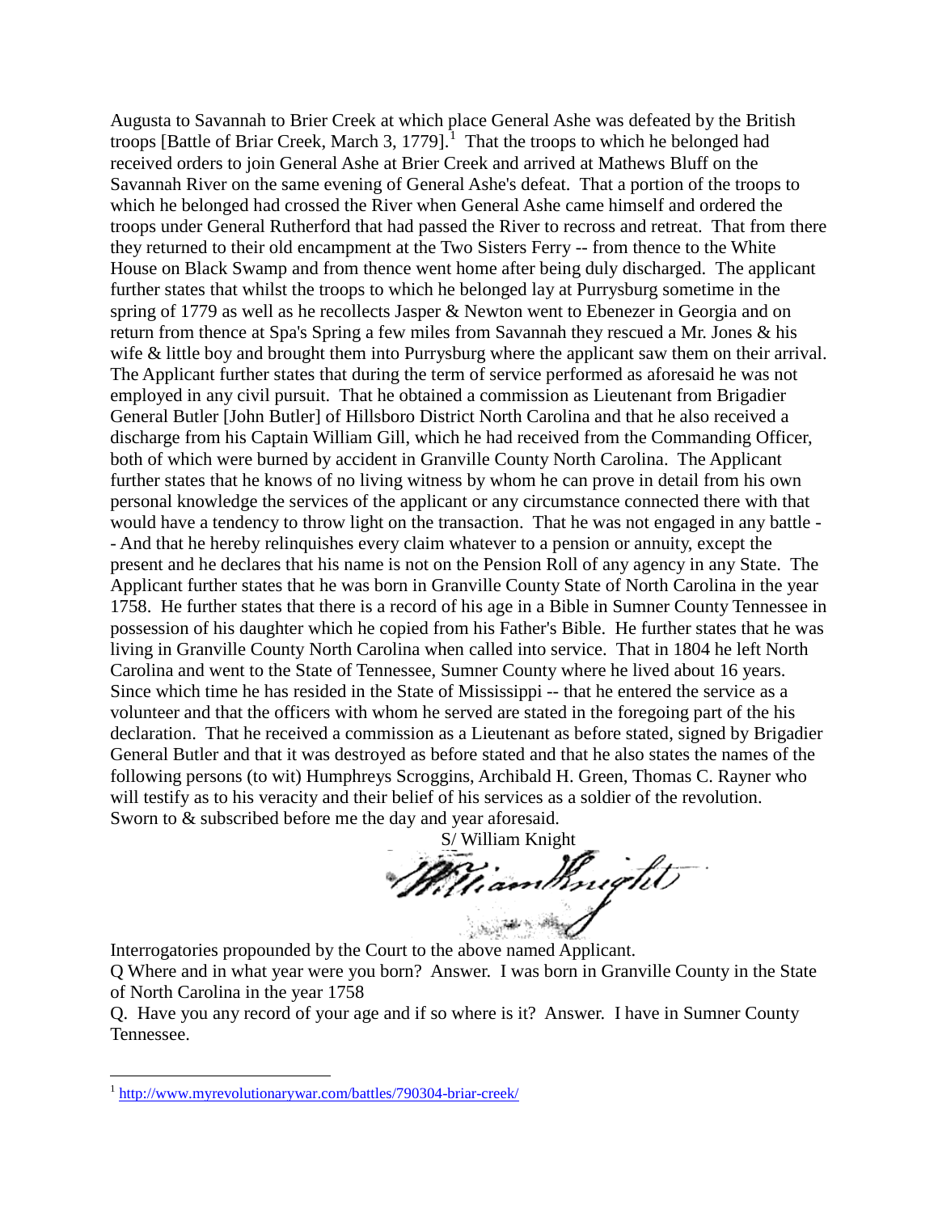Augusta to Savannah to Brier Creek at which place General Ashe was defeated by the British troops [Battle of Briar Creek, March 3, 1779].[1] That the troops to which he belonged had received orders to join General Ashe at Brier Creek and arrived at Mathews Bluff on the Savannah River on the same evening of General Ashe's defeat. That a portion of the troops to which he belonged had crossed the River when General Ashe came himself and ordered the troops under General Rutherford that had passed the River to recross and retreat. That from there they returned to their old encampment at the Two Sisters Ferry -- from thence to the White House on Black Swamp and from thence went home after being duly discharged. The applicant further states that whilst the troops to which he belonged lay at Purrysburg sometime in the spring of 1779 as well as he recollects Jasper & Newton went to Ebenezer in Georgia and on return from thence at Spa's Spring a few miles from Savannah they rescued a Mr. Jones & his wife & little boy and brought them into Purrysburg where the applicant saw them on their arrival. The Applicant further states that during the term of service performed as aforesaid he was not employed in any civil pursuit. That he obtained a commission as Lieutenant from Brigadier General Butler [John Butler] of Hillsboro District North Carolina and that he also received a discharge from his Captain William Gill, which he had received from the Commanding Officer, both of which were burned by accident in Granville County North Carolina. The Applicant further states that he knows of no living witness by whom he can prove in detail from his own personal knowledge the services of the applicant or any circumstance connected there with that would have a tendency to throw light on the transaction. That he was not engaged in any battle -- And that he hereby relinquishes every claim whatever to a pension or annuity, except the present and he declares that his name is not on the Pension Roll of any agency in any State. The Applicant further states that he was born in Granville County State of North Carolina in the year 1758. He further states that there is a record of his age in a Bible in Sumner County Tennessee in possession of his daughter which he copied from his Father's Bible. He further states that he was living in Granville County North Carolina when called into service. That in 1804 he left North Carolina and went to the State of Tennessee, Sumner County where he lived about 16 years. Since which time he has resided in the State of Mississippi -- that he entered the service as a volunteer and that the officers with whom he served are stated in the foregoing part of the his declaration. That he received a commission as a Lieutenant as before stated, signed by Brigadier General Butler and that it was destroyed as before stated and that he also states the names of the following persons (to wit) Humphreys Scroggins, Archibald H. Green, Thomas C. Rayner who will testify as to his veracity and their belief of his services as a soldier of the revolution. Sworn to & subscribed before me the day and year aforesaid.

S/ William Knight

Interrogatories propounded by the Court to the above named Applicant.

Q Where and in what year were you born? Answer. I was born in Granville County in the State of North Carolina in the year 1758

Q. Have you any record of your age and if so where is it? Answer. I have in Sumner County Tennessee.

---

[1] http://www.myrevolutionarywar.com/battles/790304-briar-creek/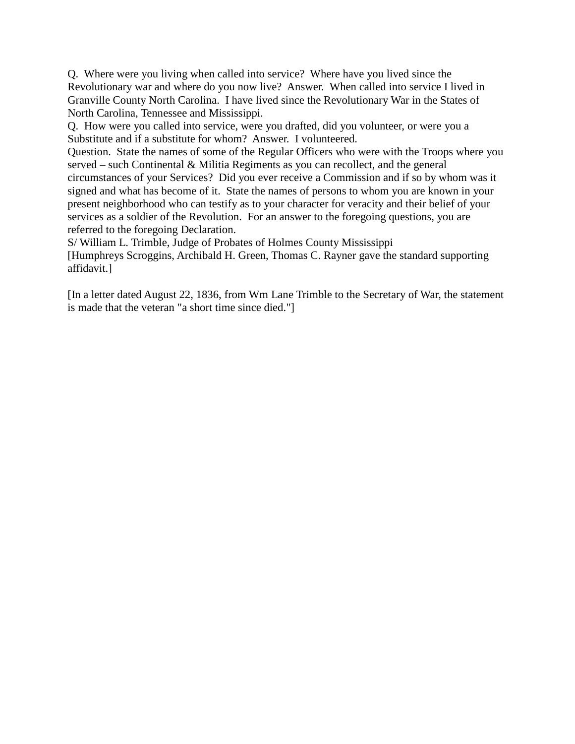Q. Where were you living when called into service? Where have you lived since the Revolutionary war and where do you now live? Answer. When called into service I lived in Granville County North Carolina. I have lived since the Revolutionary War in the States of North Carolina, Tennessee and Mississippi.

Q. How were you called into service, were you drafted, did you volunteer, or were you a Substitute and if a substitute for whom? Answer. I volunteered.

Question. State the names of some of the Regular Officers who were with the Troops where you served – such Continental & Militia Regiments as you can recollect, and the general circumstances of your Services? Did you ever receive a Commission and if so by whom was it signed and what has become of it. State the names of persons to whom you are known in your present neighborhood who can testify as to your character for veracity and their belief of your services as a soldier of the Revolution. For an answer to the foregoing questions, you are referred to the foregoing Declaration.

S/ William L. Trimble, Judge of Probates of Holmes County Mississippi

[Humphreys Scroggins, Archibald H. Green, Thomas C. Rayner gave the standard supporting affidavit.]

[In a letter dated August 22, 1836, from Wm Lane Trimble to the Secretary of War, the statement is made that the veteran "a short time since died."]